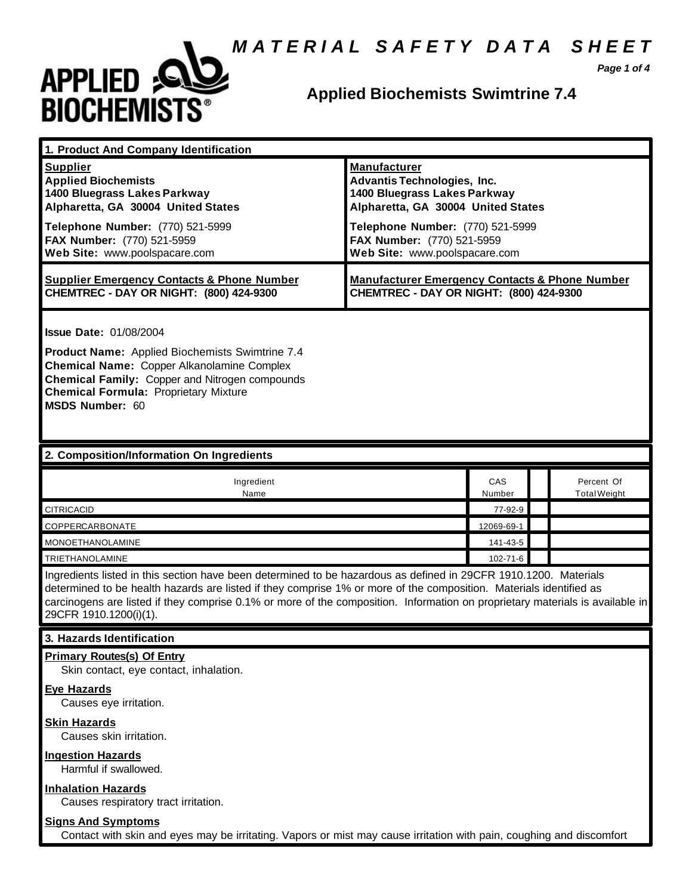# MATERIAL SAFETY DATA SHEET

APPLIED BIOCHEMISTS®

## Applied Biochemists Swimtrine 7.4

### 1. Product And Company Identification

| **Supplier** | **Manufacturer** |
|---|---|
| **Applied Biochemists**<br>**1400 Bluegrass Lakes Parkway**<br>**Alpharetta, GA 30004 United States** | **Advantis Technologies, Inc.**<br>**1400 Bluegrass Lakes Parkway**<br>**Alpharetta, GA 30004 United States** |
| **Telephone Number:** (770) 521-5999<br>**FAX Number:** (770) 521-5959<br>**Web Site:** www.poolspacare.com | **Telephone Number:** (770) 521-5999<br>**FAX Number:** (770) 521-5959<br>**Web Site:** www.poolspacare.com |
| **Supplier Emergency Contacts & Phone Number**<br>**CHEMTREC - DAY OR NIGHT: (800) 424-9300** | **Manufacturer Emergency Contacts & Phone Number**<br>**CHEMTREC - DAY OR NIGHT: (800) 424-9300** |

**Issue Date:** 01/08/2004

**Product Name:** Applied Biochemists Swimtrine 7.4
**Chemical Name:** Copper Alkanolamine Complex
**Chemical Family:** Copper and Nitrogen compounds
**Chemical Formula:** Proprietary Mixture
**MSDS Number:** 60

### 2. Composition/Information On Ingredients

| Ingredient Name | CAS Number | | Percent Of Total Weight |
|---|---|---|---|
| CITRICACID | 77-92-9 | | |
| COPPERCARBONATE | 12069-69-1 | | |
| MONOETHANOLAMINE | 141-43-5 | | |
| TRIETHANOLAMINE | 102-71-6 | | |

Ingredients listed in this section have been determined to be hazardous as defined in 29CFR 1910.1200. Materials determined to be health hazards are listed if they comprise 1% or more of the composition. Materials identified as carcinogens are listed if they comprise 0.1% or more of the composition. Information on proprietary materials is available in 29CFR 1910.1200(i)(1).

### 3. Hazards Identification

**Primary Routes(s) Of Entry**
Skin contact, eye contact, inhalation.

**Eye Hazards**
Causes eye irritation.

**Skin Hazards**
Causes skin irritation.

**Ingestion Hazards**
Harmful if swallowed.

**Inhalation Hazards**
Causes respiratory tract irritation.

**Signs And Symptoms**
Contact with skin and eyes may be irritating. Vapors or mist may cause irritation with pain, coughing and discomfort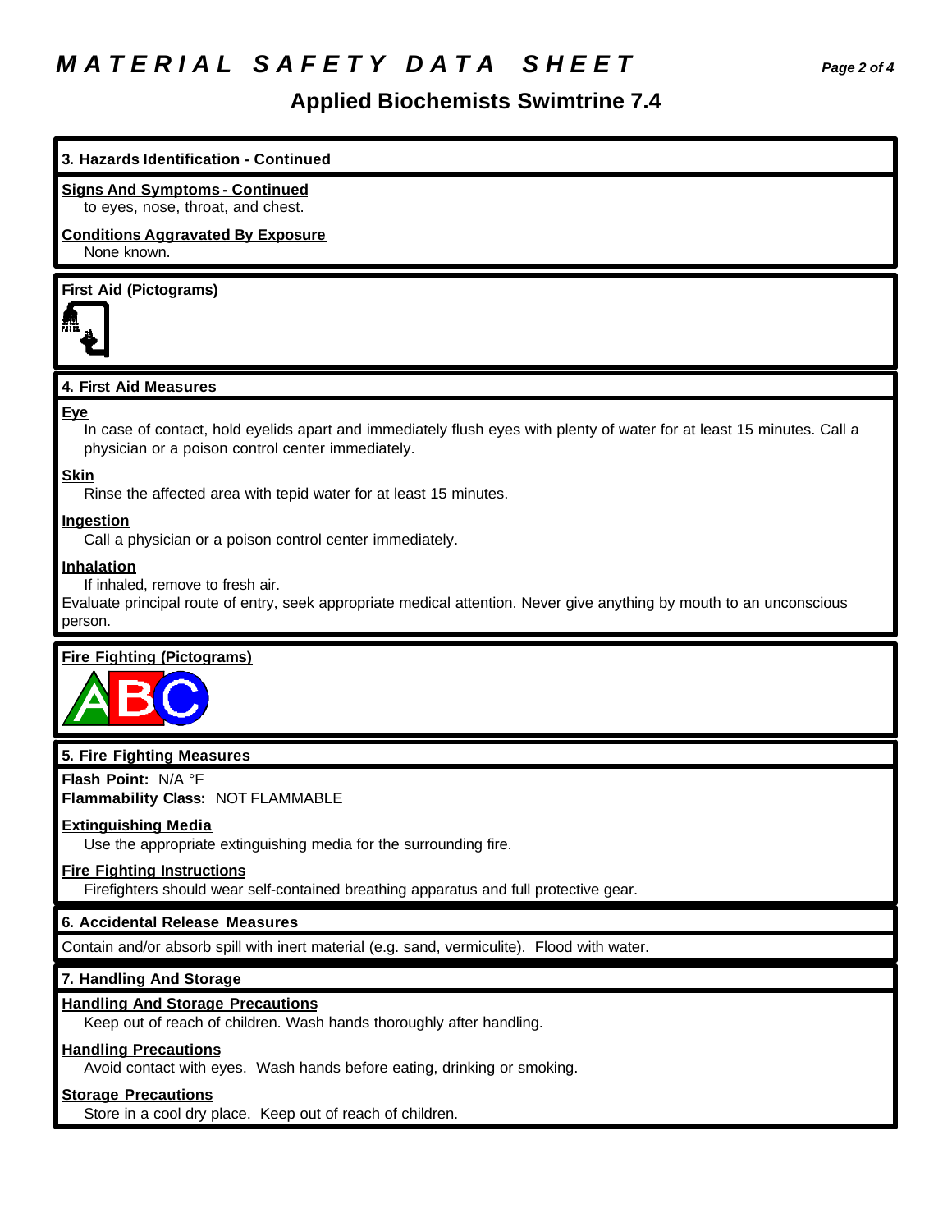# MATERIAL SAFETY DATA SHEET

## Applied Biochemists Swimtrine 7.4

### 3. Hazards Identification - Continued

**Signs And Symptoms - Continued**

to eyes, nose, throat, and chest.

**Conditions Aggravated By Exposure**

None known.

**First Aid (Pictograms)**

### 4. First Aid Measures

**Eye**

In case of contact, hold eyelids apart and immediately flush eyes with plenty of water for at least 15 minutes. Call a physician or a poison control center immediately.

**Skin**

Rinse the affected area with tepid water for at least 15 minutes.

**Ingestion**

Call a physician or a poison control center immediately.

**Inhalation**

If inhaled, remove to fresh air.

Evaluate principal route of entry, seek appropriate medical attention. Never give anything by mouth to an unconscious person.

**Fire Fighting (Pictograms)**

### 5. Fire Fighting Measures

**Flash Point:** N/A °F
**Flammability Class:** NOT FLAMMABLE

**Extinguishing Media**

Use the appropriate extinguishing media for the surrounding fire.

**Fire Fighting Instructions**

Firefighters should wear self-contained breathing apparatus and full protective gear.

### 6. Accidental Release Measures

Contain and/or absorb spill with inert material (e.g. sand, vermiculite). Flood with water.

### 7. Handling And Storage

**Handling And Storage Precautions**

Keep out of reach of children. Wash hands thoroughly after handling.

**Handling Precautions**

Avoid contact with eyes. Wash hands before eating, drinking or smoking.

**Storage Precautions**

Store in a cool dry place. Keep out of reach of children.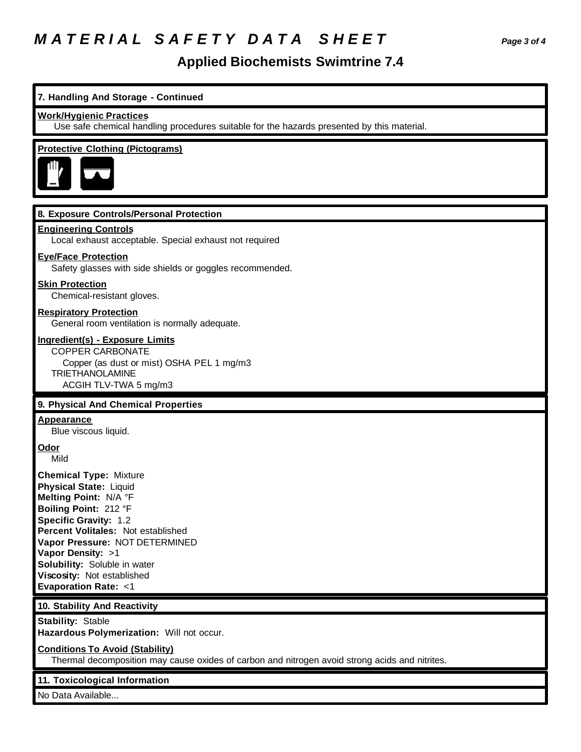## 7. Handling And Storage - Continued

**Work/Hygienic Practices**

Use safe chemical handling procedures suitable for the hazards presented by this material.

**Protective Clothing (Pictograms)**

## 8. Exposure Controls/Personal Protection

**Engineering Controls**

Local exhaust acceptable. Special exhaust not required

**Eye/Face Protection**

Safety glasses with side shields or goggles recommended.

**Skin Protection**

Chemical-resistant gloves.

**Respiratory Protection**

General room ventilation is normally adequate.

**Ingredient(s) - Exposure Limits**

COPPER CARBONATE
Copper (as dust or mist) OSHA PEL 1 mg/m3
TRIETHANOLAMINE
ACGIH TLV-TWA 5 mg/m3

## 9. Physical And Chemical Properties

**Appearance**

Blue viscous liquid.

**Odor**

Mild

**Chemical Type:** Mixture
**Physical State:** Liquid
**Melting Point:** N/A °F
**Boiling Point:** 212 °F
**Specific Gravity:** 1.2
**Percent Volitales:** Not established
**Vapor Pressure:** NOT DETERMINED
**Vapor Density:** >1
**Solubility:** Soluble in water
**Viscosity:** Not established
**Evaporation Rate:** <1

## 10. Stability And Reactivity

**Stability:** Stable
**Hazardous Polymerization:** Will not occur.

**Conditions To Avoid (Stability)**

Thermal decomposition may cause oxides of carbon and nitrogen avoid strong acids and nitrites.

## 11. Toxicological Information

No Data Available...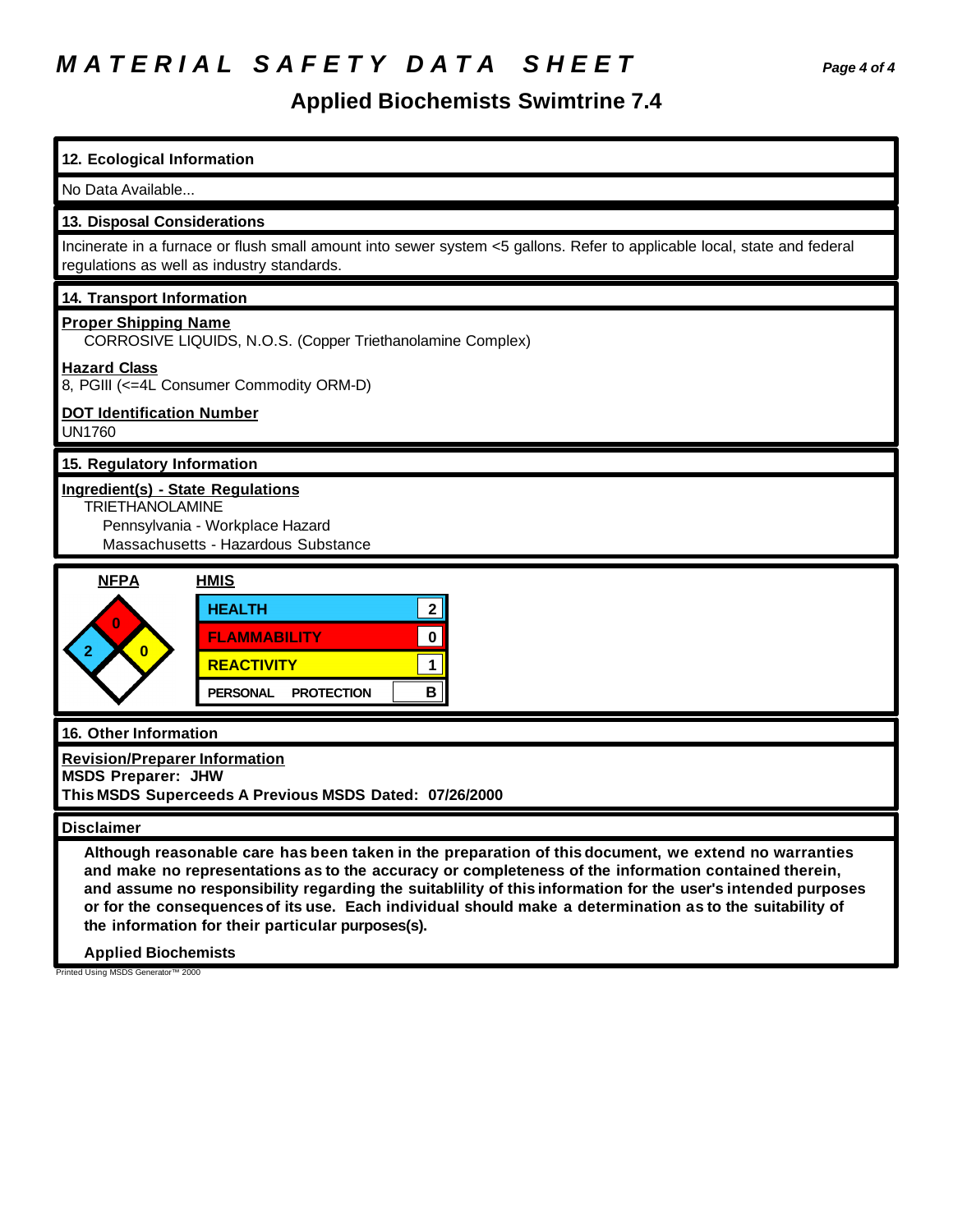# MATERIAL SAFETY DATA SHEET

## Applied Biochemists Swimtrine 7.4

### 12. Ecological Information

No Data Available...

### 13. Disposal Considerations

Incinerate in a furnace or flush small amount into sewer system <5 gallons. Refer to applicable local, state and federal regulations as well as industry standards.

### 14. Transport Information

**Proper Shipping Name**

CORROSIVE LIQUIDS, N.O.S. (Copper Triethanolamine Complex)

**Hazard Class**

8, PGIII (<=4L Consumer Commodity ORM-D)

**DOT Identification Number**

UN1760

### 15. Regulatory Information

**Ingredient(s) - State Regulations**

TRIETHANOLAMINE
- Pennsylvania - Workplace Hazard
- Massachusetts - Hazardous Substance

**NFPA**

Flammability: 0
Health: 2
Reactivity: 0

**HMIS**

| | |
|---|---|
| HEALTH | 2 |
| FLAMMABILITY | 0 |
| REACTIVITY | 1 |
| PERSONAL PROTECTION | B |

### 16. Other Information

**Revision/Preparer Information**

**MSDS Preparer: JHW**

**This MSDS Superceeds A Previous MSDS Dated: 07/26/2000**

### Disclaimer

**Although reasonable care has been taken in the preparation of this document, we extend no warranties and make no representations as to the accuracy or completeness of the information contained therein, and assume no responsibility regarding the suitablility of this information for the user's intended purposes or for the consequences of its use. Each individual should make a determination as to the suitability of the information for their particular purposes(s).**

**Applied Biochemists**

Printed Using MSDS Generator™ 2000